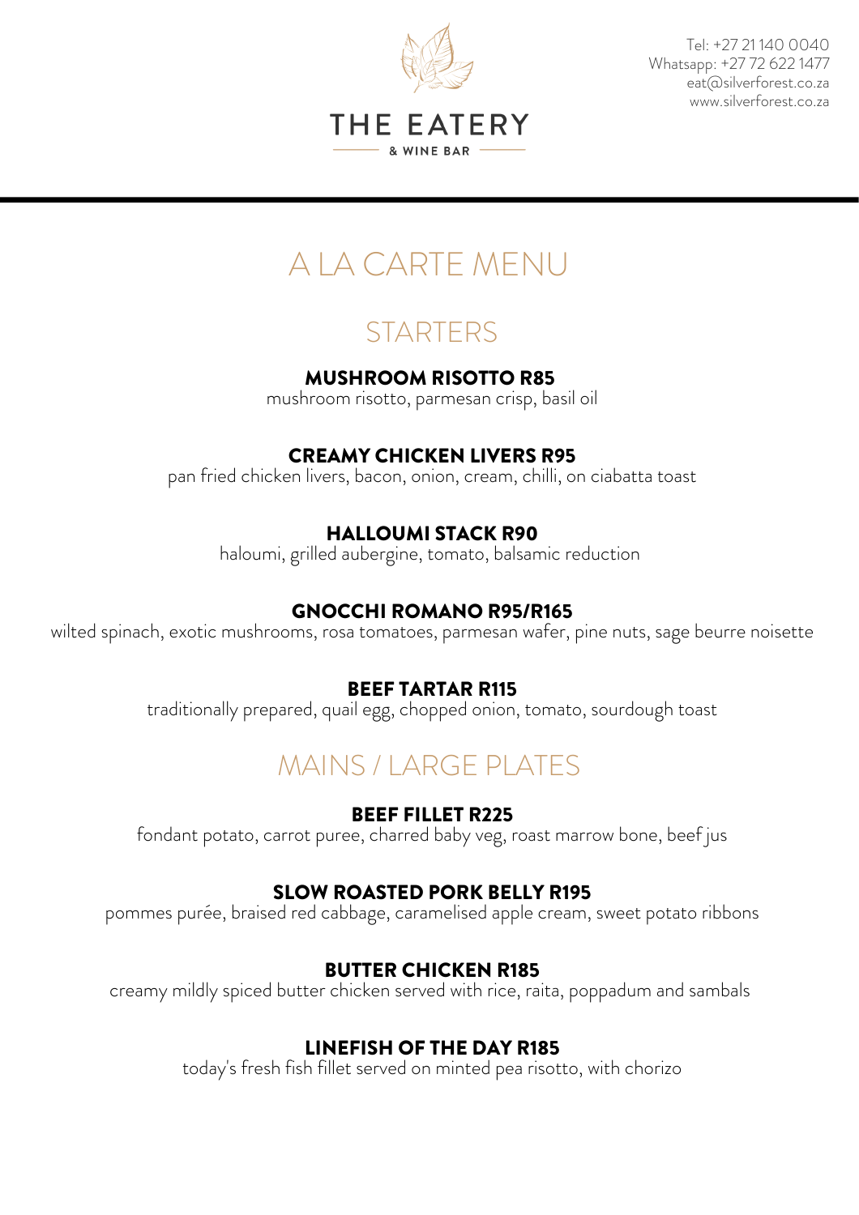Tel: +27 21 140 0040
Whatsapp: +27 72 622 1477
eat@silverforest.co.za
www.silverforest.co.za

THE EATERY
& WINE BAR

# A LA CARTE MENU

## STARTERS

**MUSHROOM RISOTTO R85**
mushroom risotto, parmesan crisp, basil oil

**CREAMY CHICKEN LIVERS R95**
pan fried chicken livers, bacon, onion, cream, chilli, on ciabatta toast

**HALLOUMI STACK R90**
haloumi, grilled aubergine, tomato, balsamic reduction

**GNOCCHI ROMANO R95/R165**
wilted spinach, exotic mushrooms, rosa tomatoes, parmesan wafer, pine nuts, sage beurre noisette

**BEEF TARTAR R115**
traditionally prepared, quail egg, chopped onion, tomato, sourdough toast

## MAINS / LARGE PLATES

**BEEF FILLET R225**
fondant potato, carrot puree, charred baby veg, roast marrow bone, beef jus

**SLOW ROASTED PORK BELLY R195**
pommes purée, braised red cabbage, caramelised apple cream, sweet potato ribbons

**BUTTER CHICKEN R185**
creamy mildly spiced butter chicken served with rice, raita, poppadum and sambals

**LINEFISH OF THE DAY R185**
today's fresh fish fillet served on minted pea risotto, with chorizo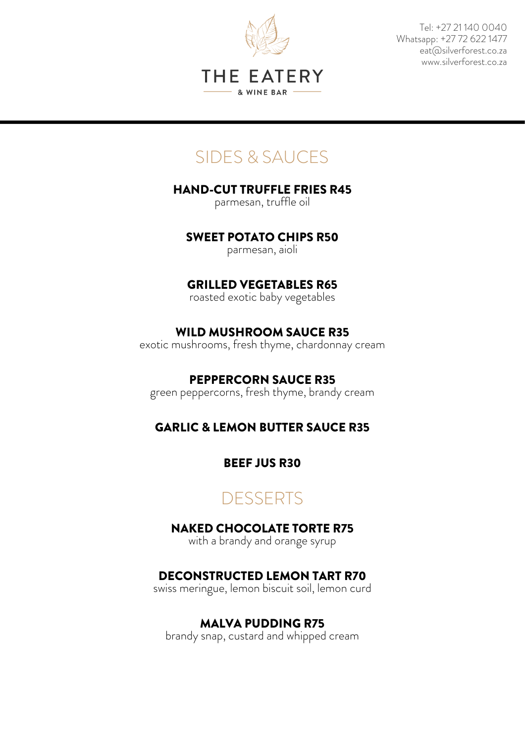# THE EATERY

& WINE BAR

Tel: +27 21 140 0040
Whatsapp: +27 72 622 1477
eat@silverforest.co.za
www.silverforest.co.za

## SIDES & SAUCES

**HAND-CUT TRUFFLE FRIES R45**
parmesan, truffle oil

**SWEET POTATO CHIPS R50**
parmesan, aioli

**GRILLED VEGETABLES R65**
roasted exotic baby vegetables

**WILD MUSHROOM SAUCE R35**
exotic mushrooms, fresh thyme, chardonnay cream

**PEPPERCORN SAUCE R35**
green peppercorns, fresh thyme, brandy cream

**GARLIC & LEMON BUTTER SAUCE R35**

**BEEF JUS R30**

## DESSERTS

**NAKED CHOCOLATE TORTE R75**
with a brandy and orange syrup

**DECONSTRUCTED LEMON TART R70**
swiss meringue, lemon biscuit soil, lemon curd

**MALVA PUDDING R75**
brandy snap, custard and whipped cream